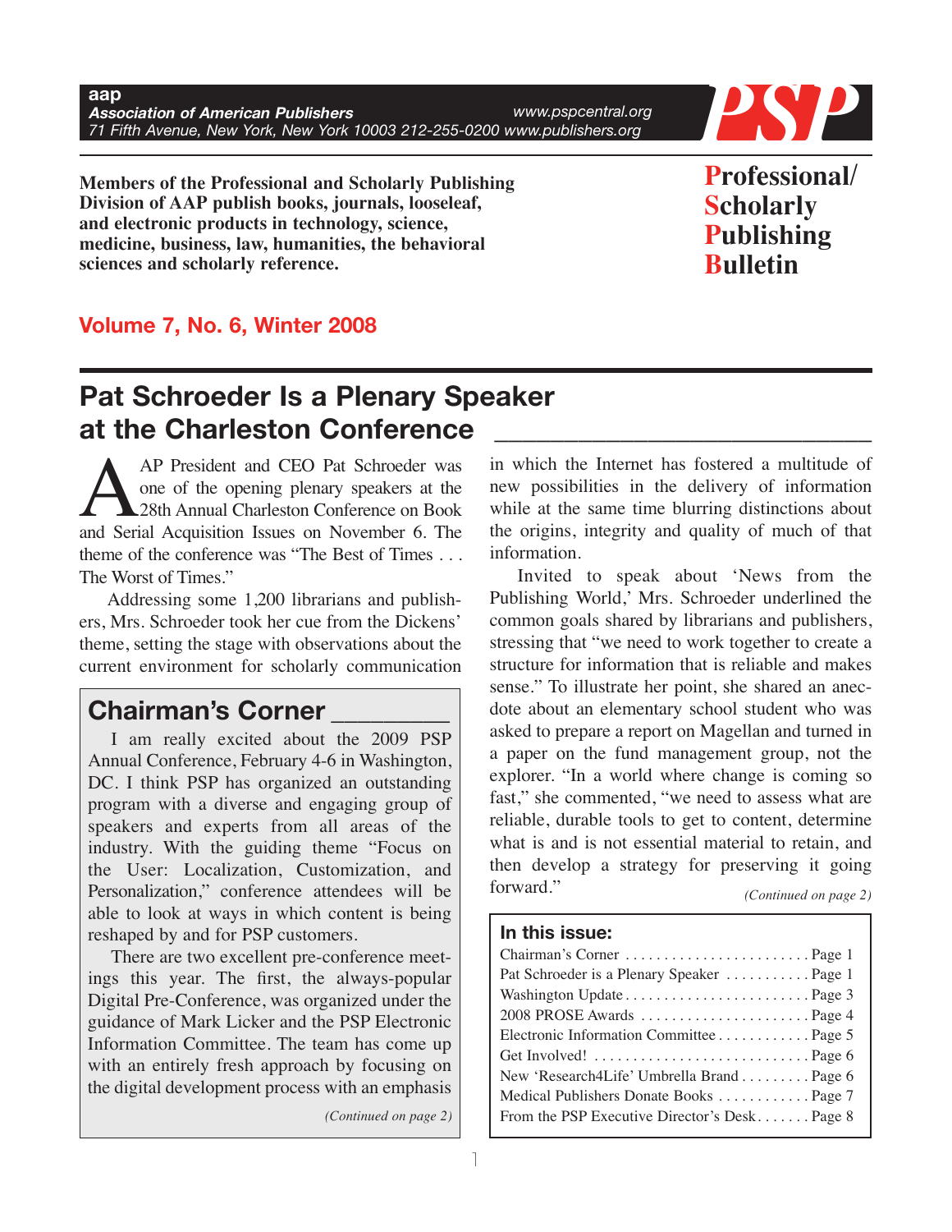**aap**
***Association of American Publishers***
*71 Fifth Avenue, New York, New York 10003 212-255-0200 www.publishers.org*
*www.pspcentral.org*

**PSP**

**Members of the Professional and Scholarly Publishing Division of AAP publish books, journals, looseleaf, and electronic products in technology, science, medicine, business, law, humanities, the behavioral sciences and scholarly reference.**

**Professional/ Scholarly Publishing Bulletin**

**Volume 7, No. 6, Winter 2008**

## Pat Schroeder Is a Plenary Speaker at the Charleston Conference

AAP President and CEO Pat Schroeder was one of the opening plenary speakers at the 28th Annual Charleston Conference on Book and Serial Acquisition Issues on November 6. The theme of the conference was "The Best of Times . . . The Worst of Times."

Addressing some 1,200 librarians and publishers, Mrs. Schroeder took her cue from the Dickens' theme, setting the stage with observations about the current environment for scholarly communication in which the Internet has fostered a multitude of new possibilities in the delivery of information while at the same time blurring distinctions about the origins, integrity and quality of much of that information.

Invited to speak about 'News from the Publishing World,' Mrs. Schroeder underlined the common goals shared by librarians and publishers, stressing that "we need to work together to create a structure for information that is reliable and makes sense." To illustrate her point, she shared an anecdote about an elementary school student who was asked to prepare a report on Magellan and turned in a paper on the fund management group, not the explorer. "In a world where change is coming so fast," she commented, "we need to assess what are reliable, durable tools to get to content, determine what is and is not essential material to retain, and then develop a strategy for preserving it going forward."

*(Continued on page 2)*

## Chairman's Corner

I am really excited about the 2009 PSP Annual Conference, February 4-6 in Washington, DC. I think PSP has organized an outstanding program with a diverse and engaging group of speakers and experts from all areas of the industry. With the guiding theme "Focus on the User: Localization, Customization, and Personalization," conference attendees will be able to look at ways in which content is being reshaped by and for PSP customers.

There are two excellent pre-conference meetings this year. The first, the always-popular Digital Pre-Conference, was organized under the guidance of Mark Licker and the PSP Electronic Information Committee. The team has come up with an entirely fresh approach by focusing on the digital development process with an emphasis

*(Continued on page 2)*

### In this issue:

| | |
|---|---|
| Chairman's Corner | Page 1 |
| Pat Schroeder is a Plenary Speaker | Page 1 |
| Washington Update | Page 3 |
| 2008 PROSE Awards | Page 4 |
| Electronic Information Committee | Page 5 |
| Get Involved! | Page 6 |
| New 'Research4Life' Umbrella Brand | Page 6 |
| Medical Publishers Donate Books | Page 7 |
| From the PSP Executive Director's Desk | Page 8 |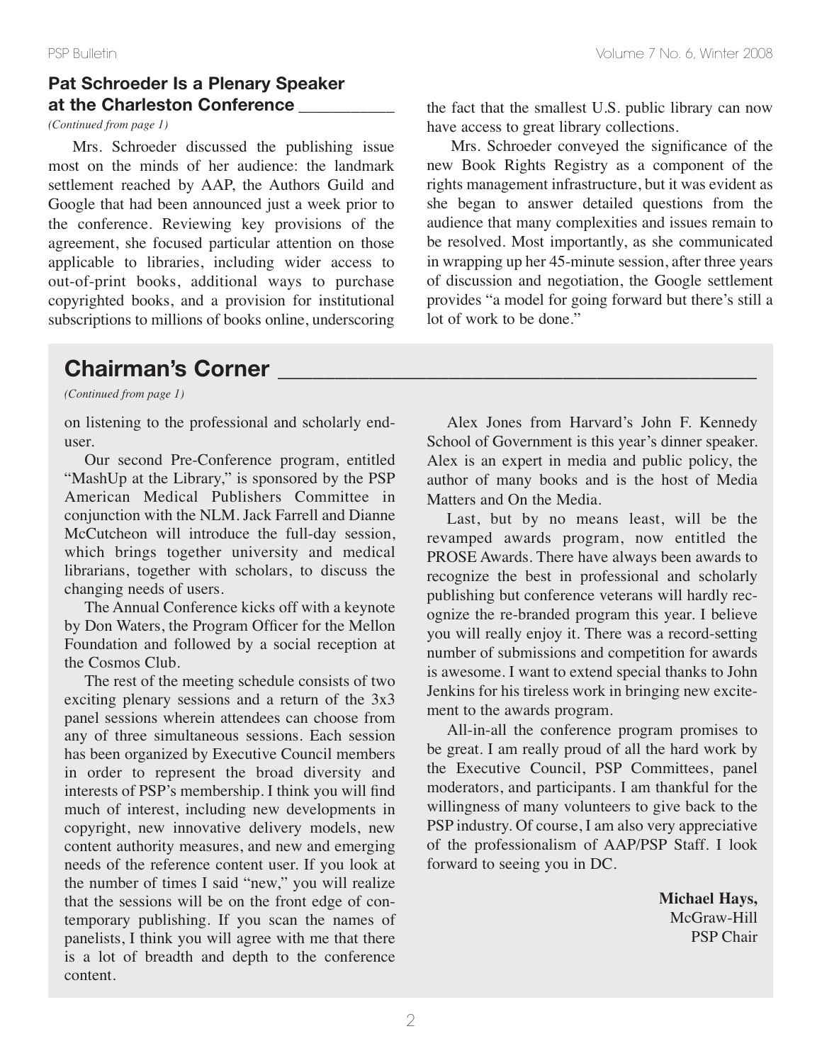## Pat Schroeder Is a Plenary Speaker at the Charleston Conference

*(Continued from page 1)*

Mrs. Schroeder discussed the publishing issue most on the minds of her audience: the landmark settlement reached by AAP, the Authors Guild and Google that had been announced just a week prior to the conference. Reviewing key provisions of the agreement, she focused particular attention on those applicable to libraries, including wider access to out-of-print books, additional ways to purchase copyrighted books, and a provision for institutional subscriptions to millions of books online, underscoring the fact that the smallest U.S. public library can now have access to great library collections.

Mrs. Schroeder conveyed the significance of the new Book Rights Registry as a component of the rights management infrastructure, but it was evident as she began to answer detailed questions from the audience that many complexities and issues remain to be resolved. Most importantly, as she communicated in wrapping up her 45-minute session, after three years of discussion and negotiation, the Google settlement provides "a model for going forward but there's still a lot of work to be done."

## Chairman's Corner

*(Continued from page 1)*

on listening to the professional and scholarly end-user.

Our second Pre-Conference program, entitled "MashUp at the Library," is sponsored by the PSP American Medical Publishers Committee in conjunction with the NLM. Jack Farrell and Dianne McCutcheon will introduce the full-day session, which brings together university and medical librarians, together with scholars, to discuss the changing needs of users.

The Annual Conference kicks off with a keynote by Don Waters, the Program Officer for the Mellon Foundation and followed by a social reception at the Cosmos Club.

The rest of the meeting schedule consists of two exciting plenary sessions and a return of the 3x3 panel sessions wherein attendees can choose from any of three simultaneous sessions. Each session has been organized by Executive Council members in order to represent the broad diversity and interests of PSP's membership. I think you will find much of interest, including new developments in copyright, new innovative delivery models, new content authority measures, and new and emerging needs of the reference content user. If you look at the number of times I said "new," you will realize that the sessions will be on the front edge of contemporary publishing. If you scan the names of panelists, I think you will agree with me that there is a lot of breadth and depth to the conference content.

Alex Jones from Harvard's John F. Kennedy School of Government is this year's dinner speaker. Alex is an expert in media and public policy, the author of many books and is the host of Media Matters and On the Media.

Last, but by no means least, will be the revamped awards program, now entitled the PROSE Awards. There have always been awards to recognize the best in professional and scholarly publishing but conference veterans will hardly recognize the re-branded program this year. I believe you will really enjoy it. There was a record-setting number of submissions and competition for awards is awesome. I want to extend special thanks to John Jenkins for his tireless work in bringing new excitement to the awards program.

All-in-all the conference program promises to be great. I am really proud of all the hard work by the Executive Council, PSP Committees, panel moderators, and participants. I am thankful for the willingness of many volunteers to give back to the PSP industry. Of course, I am also very appreciative of the professionalism of AAP/PSP Staff. I look forward to seeing you in DC.

**Michael Hays,**
McGraw-Hill
PSP Chair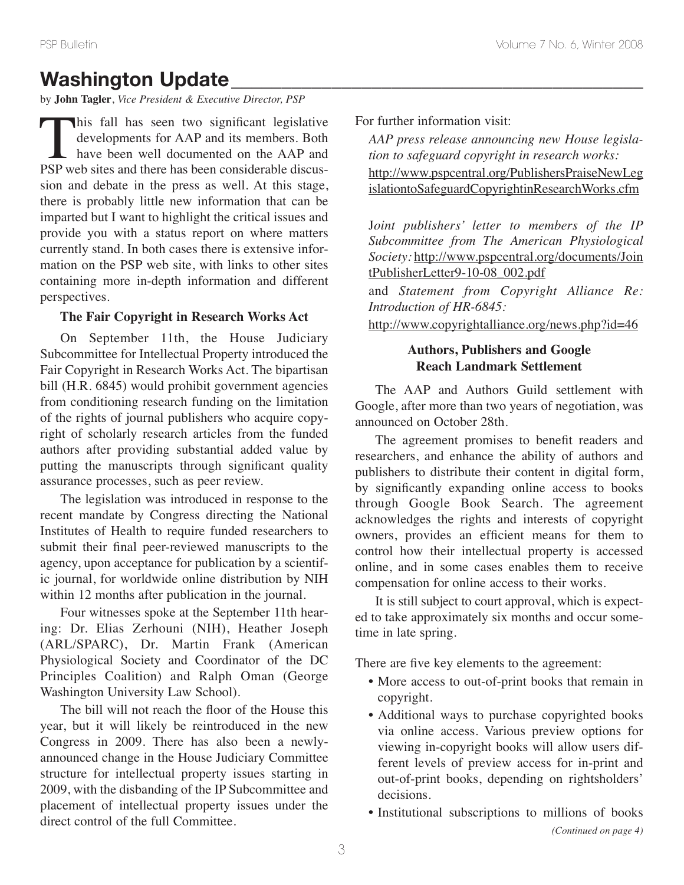# Washington Update

by **John Tagler**, *Vice President & Executive Director, PSP*

This fall has seen two significant legislative developments for AAP and its members. Both have been well documented on the AAP and PSP web sites and there has been considerable discussion and debate in the press as well. At this stage, there is probably little new information that can be imparted but I want to highlight the critical issues and provide you with a status report on where matters currently stand. In both cases there is extensive information on the PSP web site, with links to other sites containing more in-depth information and different perspectives.

### The Fair Copyright in Research Works Act

On September 11th, the House Judiciary Subcommittee for Intellectual Property introduced the Fair Copyright in Research Works Act. The bipartisan bill (H.R. 6845) would prohibit government agencies from conditioning research funding on the limitation of the rights of journal publishers who acquire copyright of scholarly research articles from the funded authors after providing significant added value by putting the manuscripts through significant quality assurance processes, such as peer review.

The legislation was introduced in response to the recent mandate by Congress directing the National Institutes of Health to require funded researchers to submit their final peer-reviewed manuscripts to the agency, upon acceptance for publication by a scientific journal, for worldwide online distribution by NIH within 12 months after publication in the journal.

Four witnesses spoke at the September 11th hearing: Dr. Elias Zerhouni (NIH), Heather Joseph (ARL/SPARC), Dr. Martin Frank (American Physiological Society and Coordinator of the DC Principles Coalition) and Ralph Oman (George Washington University Law School).

The bill will not reach the floor of the House this year, but it will likely be reintroduced in the new Congress in 2009. There has also been a newly-announced change in the House Judiciary Committee structure for intellectual property issues starting in 2009, with the disbanding of the IP Subcommittee and placement of intellectual property issues under the direct control of the full Committee.

For further information visit:

*AAP press release announcing new House legislation to safeguard copyright in research works:* http://www.pspcentral.org/PublishersPraiseNewLegislationtoSafeguardCopyrightinResearchWorks.cfm

*Joint publishers' letter to members of the IP Subcommittee from The American Physiological Society:* http://www.pspcentral.org/documents/JointPublisherLetter9-10-08_002.pdf

and *Statement from Copyright Alliance Re: Introduction of HR-6845:* http://www.copyrightalliance.org/news.php?id=46

### Authors, Publishers and Google Reach Landmark Settlement

The AAP and Authors Guild settlement with Google, after more than two years of negotiation, was announced on October 28th.

The agreement promises to benefit readers and researchers, and enhance the ability of authors and publishers to distribute their content in digital form, by significantly expanding online access to books through Google Book Search. The agreement acknowledges the rights and interests of copyright owners, provides an efficient means for them to control how their intellectual property is accessed online, and in some cases enables them to receive compensation for online access to their works.

It is still subject to court approval, which is expected to take approximately six months and occur sometime in late spring.

There are five key elements to the agreement:

- More access to out-of-print books that remain in copyright.
- Additional ways to purchase copyrighted books via online access. Various preview options for viewing in-copyright books will allow users different levels of preview access for in-print and out-of-print books, depending on rightsholders' decisions.
- Institutional subscriptions to millions of books

*(Continued on page 4)*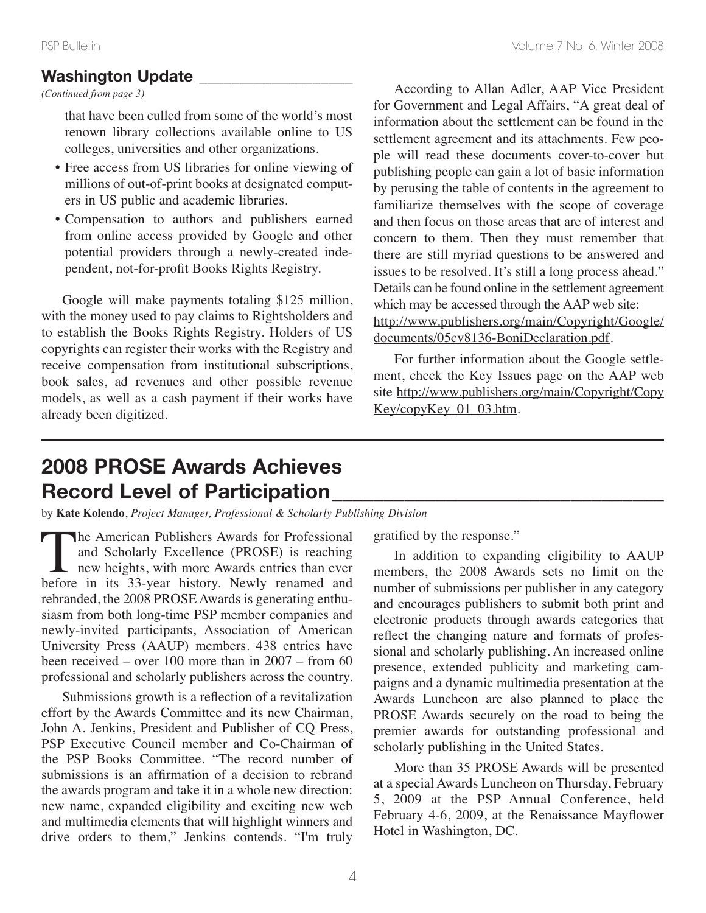## Washington Update

*(Continued from page 3)*

that have been culled from some of the world's most renown library collections available online to US colleges, universities and other organizations.

- Free access from US libraries for online viewing of millions of out-of-print books at designated computers in US public and academic libraries.
- Compensation to authors and publishers earned from online access provided by Google and other potential providers through a newly-created independent, not-for-profit Books Rights Registry.

Google will make payments totaling $125 million, with the money used to pay claims to Rightsholders and to establish the Books Rights Registry. Holders of US copyrights can register their works with the Registry and receive compensation from institutional subscriptions, book sales, ad revenues and other possible revenue models, as well as a cash payment if their works have already been digitized.

According to Allan Adler, AAP Vice President for Government and Legal Affairs, "A great deal of information about the settlement can be found in the settlement agreement and its attachments. Few people will read these documents cover-to-cover but publishing people can gain a lot of basic information by perusing the table of contents in the agreement to familiarize themselves with the scope of coverage and then focus on those areas that are of interest and concern to them. Then they must remember that there are still myriad questions to be answered and issues to be resolved. It's still a long process ahead." Details can be found online in the settlement agreement which may be accessed through the AAP web site: http://www.publishers.org/main/Copyright/Google/documents/05cv8136-BoniDeclaration.pdf.

For further information about the Google settlement, check the Key Issues page on the AAP web site http://www.publishers.org/main/Copyright/CopyKey/copyKey_01_03.htm.

## 2008 PROSE Awards Achieves Record Level of Participation

by **Kate Kolendo**, *Project Manager, Professional & Scholarly Publishing Division*

The American Publishers Awards for Professional and Scholarly Excellence (PROSE) is reaching new heights, with more Awards entries than ever before in its 33-year history. Newly renamed and rebranded, the 2008 PROSE Awards is generating enthusiasm from both long-time PSP member companies and newly-invited participants, Association of American University Press (AAUP) members. 438 entries have been received – over 100 more than in 2007 – from 60 professional and scholarly publishers across the country.

Submissions growth is a reflection of a revitalization effort by the Awards Committee and its new Chairman, John A. Jenkins, President and Publisher of CQ Press, PSP Executive Council member and Co-Chairman of the PSP Books Committee. "The record number of submissions is an affirmation of a decision to rebrand the awards program and take it in a whole new direction: new name, expanded eligibility and exciting new web and multimedia elements that will highlight winners and drive orders to them," Jenkins contends. "I'm truly gratified by the response."

In addition to expanding eligibility to AAUP members, the 2008 Awards sets no limit on the number of submissions per publisher in any category and encourages publishers to submit both print and electronic products through awards categories that reflect the changing nature and formats of professional and scholarly publishing. An increased online presence, extended publicity and marketing campaigns and a dynamic multimedia presentation at the Awards Luncheon are also planned to place the PROSE Awards securely on the road to being the premier awards for outstanding professional and scholarly publishing in the United States.

More than 35 PROSE Awards will be presented at a special Awards Luncheon on Thursday, February 5, 2009 at the PSP Annual Conference, held February 4-6, 2009, at the Renaissance Mayflower Hotel in Washington, DC.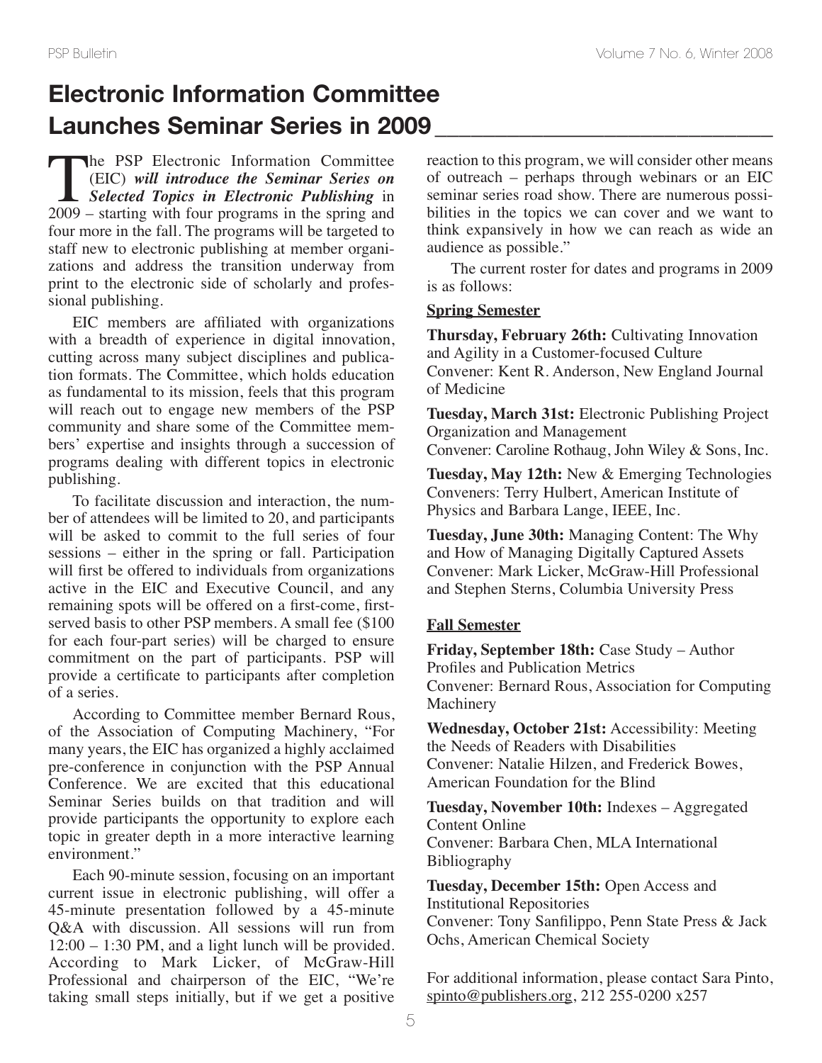# Electronic Information Committee Launches Seminar Series in 2009

The PSP Electronic Information Committee (EIC) ***will introduce the Seminar Series on Selected Topics in Electronic Publishing*** in 2009 – starting with four programs in the spring and four more in the fall. The programs will be targeted to staff new to electronic publishing at member organizations and address the transition underway from print to the electronic side of scholarly and professional publishing.

EIC members are affiliated with organizations with a breadth of experience in digital innovation, cutting across many subject disciplines and publication formats. The Committee, which holds education as fundamental to its mission, feels that this program will reach out to engage new members of the PSP community and share some of the Committee members' expertise and insights through a succession of programs dealing with different topics in electronic publishing.

To facilitate discussion and interaction, the number of attendees will be limited to 20, and participants will be asked to commit to the full series of four sessions – either in the spring or fall. Participation will first be offered to individuals from organizations active in the EIC and Executive Council, and any remaining spots will be offered on a first-come, first-served basis to other PSP members. A small fee ($100 for each four-part series) will be charged to ensure commitment on the part of participants. PSP will provide a certificate to participants after completion of a series.

According to Committee member Bernard Rous, of the Association of Computing Machinery, "For many years, the EIC has organized a highly acclaimed pre-conference in conjunction with the PSP Annual Conference. We are excited that this educational Seminar Series builds on that tradition and will provide participants the opportunity to explore each topic in greater depth in a more interactive learning environment."

Each 90-minute session, focusing on an important current issue in electronic publishing, will offer a 45-minute presentation followed by a 45-minute Q&A with discussion. All sessions will run from 12:00 – 1:30 PM, and a light lunch will be provided. According to Mark Licker, of McGraw-Hill Professional and chairperson of the EIC, "We're taking small steps initially, but if we get a positive reaction to this program, we will consider other means of outreach – perhaps through webinars or an EIC seminar series road show. There are numerous possibilities in the topics we can cover and we want to think expansively in how we can reach as wide an audience as possible."

The current roster for dates and programs in 2009 is as follows:

**Spring Semester**

**Thursday, February 26th:** Cultivating Innovation and Agility in a Customer-focused Culture
Convener: Kent R. Anderson, New England Journal of Medicine

**Tuesday, March 31st:** Electronic Publishing Project Organization and Management
Convener: Caroline Rothaug, John Wiley & Sons, Inc.

**Tuesday, May 12th:** New & Emerging Technologies
Conveners: Terry Hulbert, American Institute of Physics and Barbara Lange, IEEE, Inc.

**Tuesday, June 30th:** Managing Content: The Why and How of Managing Digitally Captured Assets
Convener: Mark Licker, McGraw-Hill Professional and Stephen Sterns, Columbia University Press

**Fall Semester**

**Friday, September 18th:** Case Study – Author Profiles and Publication Metrics
Convener: Bernard Rous, Association for Computing Machinery

**Wednesday, October 21st:** Accessibility: Meeting the Needs of Readers with Disabilities
Convener: Natalie Hilzen, and Frederick Bowes, American Foundation for the Blind

**Tuesday, November 10th:** Indexes – Aggregated Content Online
Convener: Barbara Chen, MLA International Bibliography

**Tuesday, December 15th:** Open Access and Institutional Repositories
Convener: Tony Sanfilippo, Penn State Press & Jack Ochs, American Chemical Society

For additional information, please contact Sara Pinto, spinto@publishers.org, 212 255-0200 x257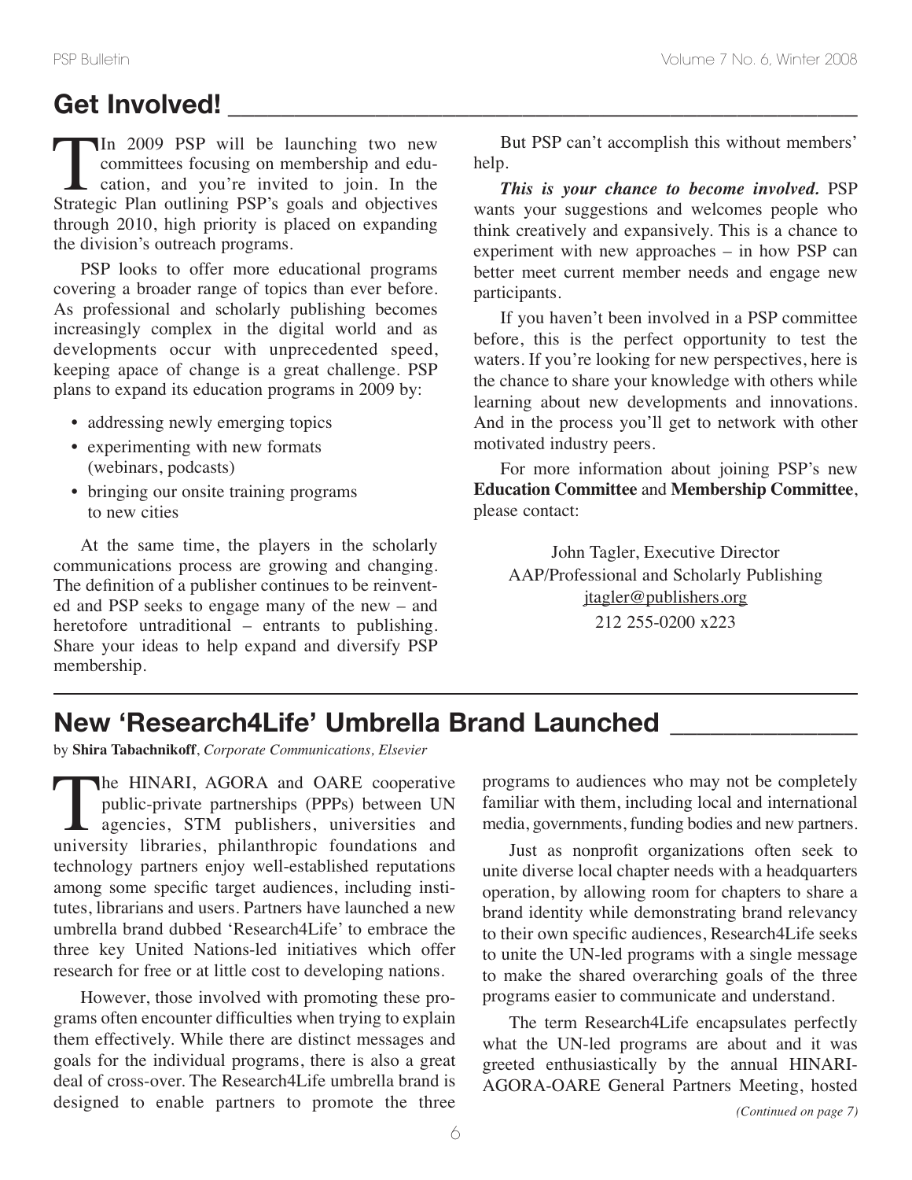## Get Involved!

In 2009 PSP will be launching two new committees focusing on membership and education, and you're invited to join. In the Strategic Plan outlining PSP's goals and objectives through 2010, high priority is placed on expanding the division's outreach programs.

PSP looks to offer more educational programs covering a broader range of topics than ever before. As professional and scholarly publishing becomes increasingly complex in the digital world and as developments occur with unprecedented speed, keeping apace of change is a great challenge. PSP plans to expand its education programs in 2009 by:

- addressing newly emerging topics
- experimenting with new formats (webinars, podcasts)
- bringing our onsite training programs to new cities

At the same time, the players in the scholarly communications process are growing and changing. The definition of a publisher continues to be reinvented and PSP seeks to engage many of the new – and heretofore untraditional – entrants to publishing. Share your ideas to help expand and diversify PSP membership.

But PSP can't accomplish this without members' help.

***This is your chance to become involved.*** PSP wants your suggestions and welcomes people who think creatively and expansively. This is a chance to experiment with new approaches – in how PSP can better meet current member needs and engage new participants.

If you haven't been involved in a PSP committee before, this is the perfect opportunity to test the waters. If you're looking for new perspectives, here is the chance to share your knowledge with others while learning about new developments and innovations. And in the process you'll get to network with other motivated industry peers.

For more information about joining PSP's new **Education Committee** and **Membership Committee**, please contact:

John Tagler, Executive Director
AAP/Professional and Scholarly Publishing
jtagler@publishers.org
212 255-0200 x223

## New 'Research4Life' Umbrella Brand Launched

by **Shira Tabachnikoff**, *Corporate Communications, Elsevier*

The HINARI, AGORA and OARE cooperative public-private partnerships (PPPs) between UN agencies, STM publishers, universities and university libraries, philanthropic foundations and technology partners enjoy well-established reputations among some specific target audiences, including institutes, librarians and users. Partners have launched a new umbrella brand dubbed 'Research4Life' to embrace the three key United Nations-led initiatives which offer research for free or at little cost to developing nations.

However, those involved with promoting these programs often encounter difficulties when trying to explain them effectively. While there are distinct messages and goals for the individual programs, there is also a great deal of cross-over. The Research4Life umbrella brand is designed to enable partners to promote the three programs to audiences who may not be completely familiar with them, including local and international media, governments, funding bodies and new partners.

Just as nonprofit organizations often seek to unite diverse local chapter needs with a headquarters operation, by allowing room for chapters to share a brand identity while demonstrating brand relevancy to their own specific audiences, Research4Life seeks to unite the UN-led programs with a single message to make the shared overarching goals of the three programs easier to communicate and understand.

The term Research4Life encapsulates perfectly what the UN-led programs are about and it was greeted enthusiastically by the annual HINARI-AGORA-OARE General Partners Meeting, hosted

*(Continued on page 7)*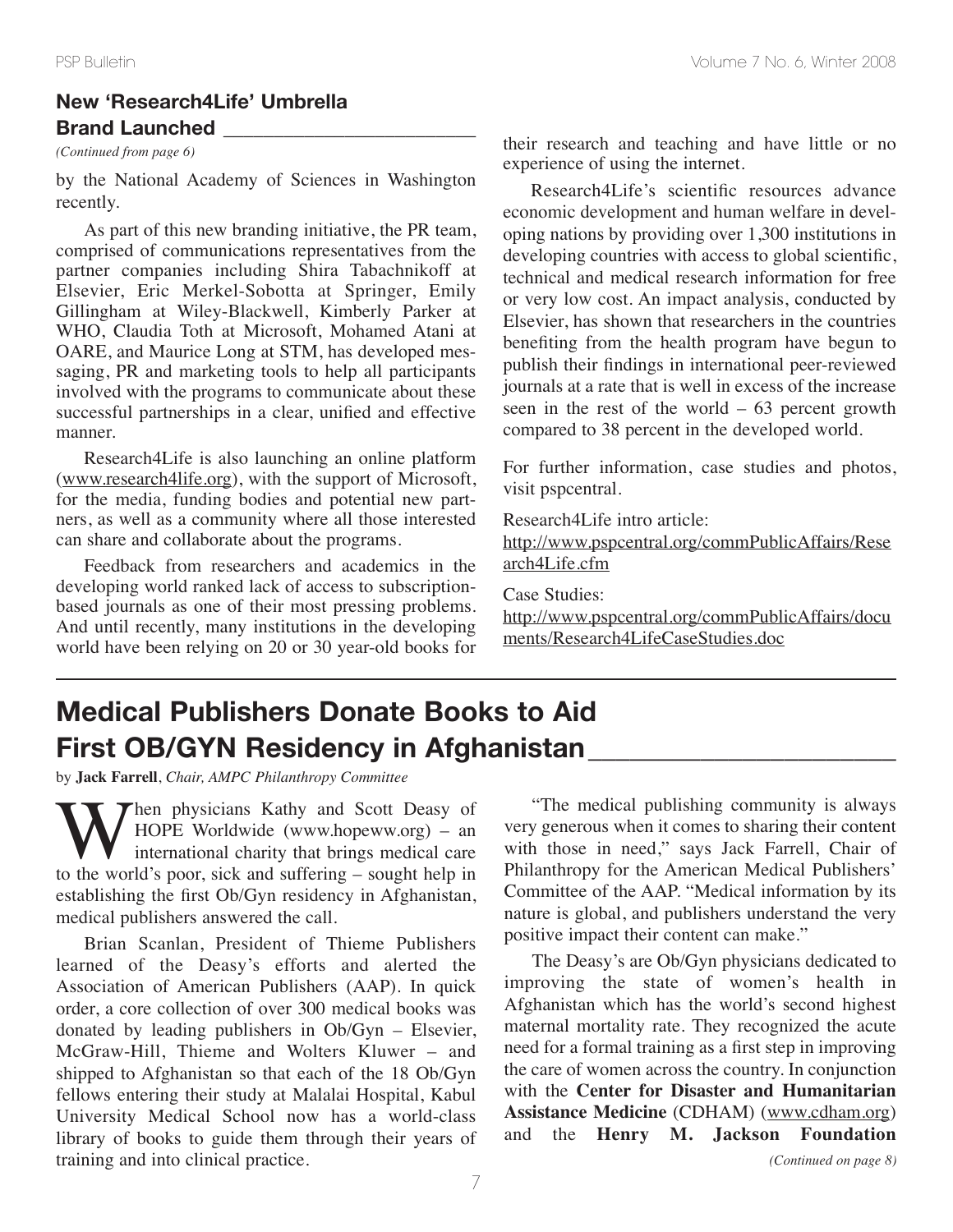## New 'Research4Life' Umbrella Brand Launched

*(Continued from page 6)*

by the National Academy of Sciences in Washington recently.

As part of this new branding initiative, the PR team, comprised of communications representatives from the partner companies including Shira Tabachnikoff at Elsevier, Eric Merkel-Sobotta at Springer, Emily Gillingham at Wiley-Blackwell, Kimberly Parker at WHO, Claudia Toth at Microsoft, Mohamed Atani at OARE, and Maurice Long at STM, has developed messaging, PR and marketing tools to help all participants involved with the programs to communicate about these successful partnerships in a clear, unified and effective manner.

Research4Life is also launching an online platform (www.research4life.org), with the support of Microsoft, for the media, funding bodies and potential new partners, as well as a community where all those interested can share and collaborate about the programs.

Feedback from researchers and academics in the developing world ranked lack of access to subscription-based journals as one of their most pressing problems. And until recently, many institutions in the developing world have been relying on 20 or 30 year-old books for their research and teaching and have little or no experience of using the internet.

Research4Life's scientific resources advance economic development and human welfare in developing nations by providing over 1,300 institutions in developing countries with access to global scientific, technical and medical research information for free or very low cost. An impact analysis, conducted by Elsevier, has shown that researchers in the countries benefiting from the health program have begun to publish their findings in international peer-reviewed journals at a rate that is well in excess of the increase seen in the rest of the world – 63 percent growth compared to 38 percent in the developed world.

For further information, case studies and photos, visit pspcentral.

Research4Life intro article:
http://www.pspcentral.org/commPublicAffairs/Research4Life.cfm

Case Studies:
http://www.pspcentral.org/commPublicAffairs/documents/Research4LifeCaseStudies.doc

---

# Medical Publishers Donate Books to Aid First OB/GYN Residency in Afghanistan

by **Jack Farrell**, *Chair, AMPC Philanthropy Committee*

When physicians Kathy and Scott Deasy of HOPE Worldwide (www.hopeww.org) – an international charity that brings medical care to the world's poor, sick and suffering – sought help in establishing the first Ob/Gyn residency in Afghanistan, medical publishers answered the call.

Brian Scanlan, President of Thieme Publishers learned of the Deasy's efforts and alerted the Association of American Publishers (AAP). In quick order, a core collection of over 300 medical books was donated by leading publishers in Ob/Gyn – Elsevier, McGraw-Hill, Thieme and Wolters Kluwer – and shipped to Afghanistan so that each of the 18 Ob/Gyn fellows entering their study at Malalai Hospital, Kabul University Medical School now has a world-class library of books to guide them through their years of training and into clinical practice.

"The medical publishing community is always very generous when it comes to sharing their content with those in need," says Jack Farrell, Chair of Philanthropy for the American Medical Publishers' Committee of the AAP. "Medical information by its nature is global, and publishers understand the very positive impact their content can make."

The Deasy's are Ob/Gyn physicians dedicated to improving the state of women's health in Afghanistan which has the world's second highest maternal mortality rate. They recognized the acute need for a formal training as a first step in improving the care of women across the country. In conjunction with the **Center for Disaster and Humanitarian Assistance Medicine** (CDHAM) (www.cdham.org) and the **Henry M. Jackson Foundation**

*(Continued on page 8)*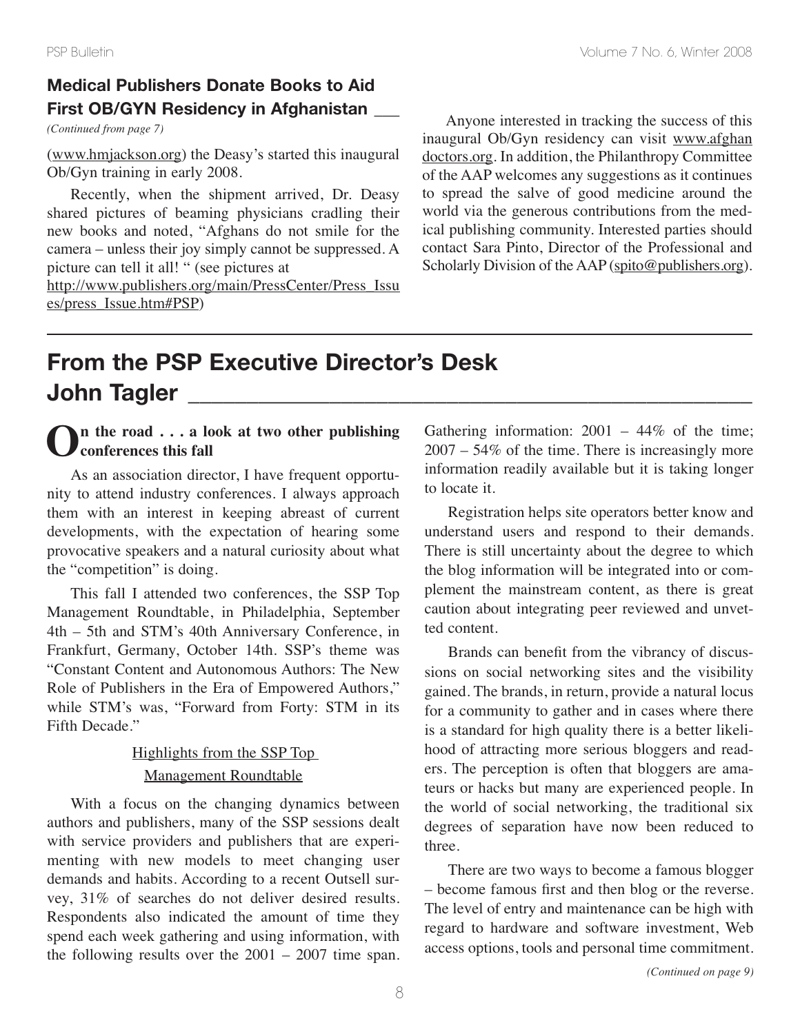## Medical Publishers Donate Books to Aid First OB/GYN Residency in Afghanistan

*(Continued from page 7)*

(www.hmjackson.org) the Deasy's started this inaugural Ob/Gyn training in early 2008.

Recently, when the shipment arrived, Dr. Deasy shared pictures of beaming physicians cradling their new books and noted, "Afghans do not smile for the camera – unless their joy simply cannot be suppressed. A picture can tell it all! " (see pictures at http://www.publishers.org/main/PressCenter/Press_Issues/press_Issue.htm#PSP)

Anyone interested in tracking the success of this inaugural Ob/Gyn residency can visit www.afghandoctors.org. In addition, the Philanthropy Committee of the AAP welcomes any suggestions as it continues to spread the salve of good medicine around the world via the generous contributions from the medical publishing community. Interested parties should contact Sara Pinto, Director of the Professional and Scholarly Division of the AAP (spito@publishers.org).

## From the PSP Executive Director's Desk John Tagler

**On the road . . . a look at two other publishing conferences this fall**

As an association director, I have frequent opportunity to attend industry conferences. I always approach them with an interest in keeping abreast of current developments, with the expectation of hearing some provocative speakers and a natural curiosity about what the "competition" is doing.

This fall I attended two conferences, the SSP Top Management Roundtable, in Philadelphia, September 4th – 5th and STM's 40th Anniversary Conference, in Frankfurt, Germany, October 14th. SSP's theme was "Constant Content and Autonomous Authors: The New Role of Publishers in the Era of Empowered Authors," while STM's was, "Forward from Forty: STM in its Fifth Decade."

### Highlights from the SSP Top Management Roundtable

With a focus on the changing dynamics between authors and publishers, many of the SSP sessions dealt with service providers and publishers that are experimenting with new models to meet changing user demands and habits. According to a recent Outsell survey, 31% of searches do not deliver desired results. Respondents also indicated the amount of time they spend each week gathering and using information, with the following results over the 2001 – 2007 time span. Gathering information: 2001 – 44% of the time; 2007 – 54% of the time. There is increasingly more information readily available but it is taking longer to locate it.

Registration helps site operators better know and understand users and respond to their demands. There is still uncertainty about the degree to which the blog information will be integrated into or complement the mainstream content, as there is great caution about integrating peer reviewed and unvetted content.

Brands can benefit from the vibrancy of discussions on social networking sites and the visibility gained. The brands, in return, provide a natural locus for a community to gather and in cases where there is a standard for high quality there is a better likelihood of attracting more serious bloggers and readers. The perception is often that bloggers are amateurs or hacks but many are experienced people. In the world of social networking, the traditional six degrees of separation have now been reduced to three.

There are two ways to become a famous blogger – become famous first and then blog or the reverse. The level of entry and maintenance can be high with regard to hardware and software investment, Web access options, tools and personal time commitment.

*(Continued on page 9)*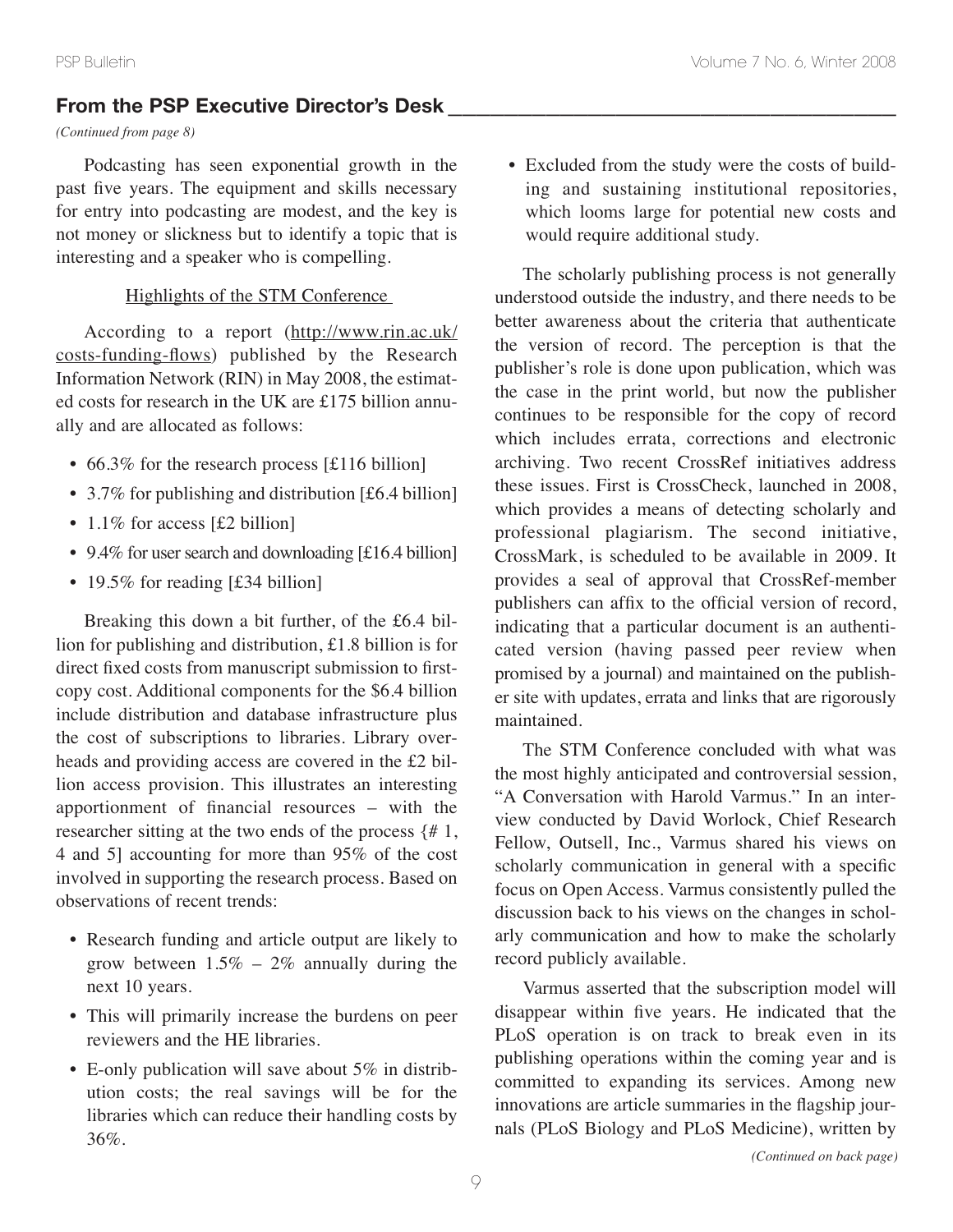## From the PSP Executive Director's Desk

*(Continued from page 8)*

Podcasting has seen exponential growth in the past five years. The equipment and skills necessary for entry into podcasting are modest, and the key is not money or slickness but to identify a topic that is interesting and a speaker who is compelling.

### Highlights of the STM Conference

According to a report (http://www.rin.ac.uk/costs-funding-flows) published by the Research Information Network (RIN) in May 2008, the estimated costs for research in the UK are £175 billion annually and are allocated as follows:

- 66.3% for the research process [£116 billion]
- 3.7% for publishing and distribution [£6.4 billion]
- 1.1% for access [£2 billion]
- 9.4% for user search and downloading [£16.4 billion]
- 19.5% for reading [£34 billion]

Breaking this down a bit further, of the £6.4 billion for publishing and distribution, £1.8 billion is for direct fixed costs from manuscript submission to first-copy cost. Additional components for the $6.4 billion include distribution and database infrastructure plus the cost of subscriptions to libraries. Library overheads and providing access are covered in the £2 billion access provision. This illustrates an interesting apportionment of financial resources – with the researcher sitting at the two ends of the process {# 1, 4 and 5] accounting for more than 95% of the cost involved in supporting the research process. Based on observations of recent trends:

- Research funding and article output are likely to grow between 1.5% – 2% annually during the next 10 years.
- This will primarily increase the burdens on peer reviewers and the HE libraries.
- E-only publication will save about 5% in distribution costs; the real savings will be for the libraries which can reduce their handling costs by 36%.
- Excluded from the study were the costs of building and sustaining institutional repositories, which looms large for potential new costs and would require additional study.

The scholarly publishing process is not generally understood outside the industry, and there needs to be better awareness about the criteria that authenticate the version of record. The perception is that the publisher's role is done upon publication, which was the case in the print world, but now the publisher continues to be responsible for the copy of record which includes errata, corrections and electronic archiving. Two recent CrossRef initiatives address these issues. First is CrossCheck, launched in 2008, which provides a means of detecting scholarly and professional plagiarism. The second initiative, CrossMark, is scheduled to be available in 2009. It provides a seal of approval that CrossRef-member publishers can affix to the official version of record, indicating that a particular document is an authenticated version (having passed peer review when promised by a journal) and maintained on the publisher site with updates, errata and links that are rigorously maintained.

The STM Conference concluded with what was the most highly anticipated and controversial session, "A Conversation with Harold Varmus." In an interview conducted by David Worlock, Chief Research Fellow, Outsell, Inc., Varmus shared his views on scholarly communication in general with a specific focus on Open Access. Varmus consistently pulled the discussion back to his views on the changes in scholarly communication and how to make the scholarly record publicly available.

Varmus asserted that the subscription model will disappear within five years. He indicated that the PLoS operation is on track to break even in its publishing operations within the coming year and is committed to expanding its services. Among new innovations are article summaries in the flagship journals (PLoS Biology and PLoS Medicine), written by

*(Continued on back page)*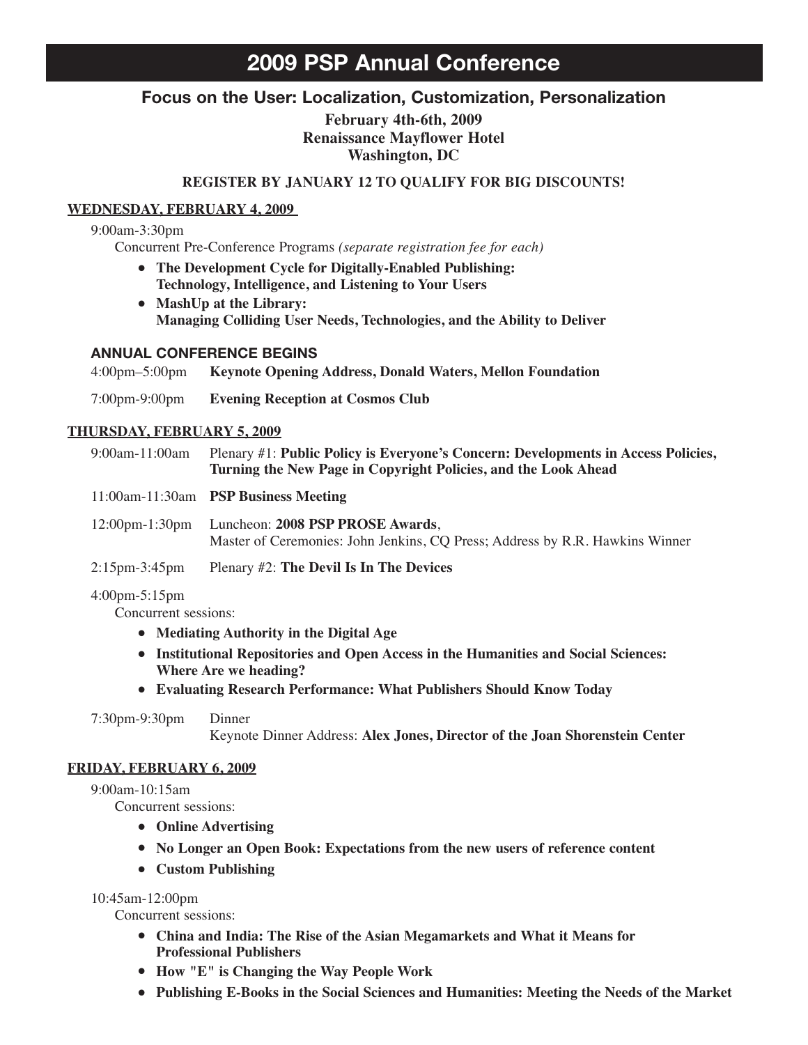# 2009 PSP Annual Conference

## Focus on the User: Localization, Customization, Personalization

**February 4th-6th, 2009**
**Renaissance Mayflower Hotel**
**Washington, DC**

**REGISTER BY JANUARY 12 TO QUALIFY FOR BIG DISCOUNTS!**

### WEDNESDAY, FEBRUARY 4, 2009

9:00am-3:30pm
Concurrent Pre-Conference Programs *(separate registration fee for each)*

- **The Development Cycle for Digitally-Enabled Publishing: Technology, Intelligence, and Listening to Your Users**
- **MashUp at the Library: Managing Colliding User Needs, Technologies, and the Ability to Deliver**

### ANNUAL CONFERENCE BEGINS

4:00pm–5:00pm **Keynote Opening Address, Donald Waters, Mellon Foundation**

7:00pm-9:00pm **Evening Reception at Cosmos Club**

### THURSDAY, FEBRUARY 5, 2009

9:00am-11:00am Plenary #1: **Public Policy is Everyone's Concern: Developments in Access Policies, Turning the New Page in Copyright Policies, and the Look Ahead**

11:00am-11:30am **PSP Business Meeting**

12:00pm-1:30pm Luncheon: **2008 PSP PROSE Awards**,
Master of Ceremonies: John Jenkins, CQ Press; Address by R.R. Hawkins Winner

2:15pm-3:45pm Plenary #2: **The Devil Is In The Devices**

4:00pm-5:15pm
Concurrent sessions:

- **Mediating Authority in the Digital Age**
- **Institutional Repositories and Open Access in the Humanities and Social Sciences: Where Are we heading?**
- **Evaluating Research Performance: What Publishers Should Know Today**

7:30pm-9:30pm Dinner
Keynote Dinner Address: **Alex Jones, Director of the Joan Shorenstein Center**

### FRIDAY, FEBRUARY 6, 2009

9:00am-10:15am
Concurrent sessions:

- **Online Advertising**
- **No Longer an Open Book: Expectations from the new users of reference content**
- **Custom Publishing**

10:45am-12:00pm
Concurrent sessions:

- **China and India: The Rise of the Asian Megamarkets and What it Means for Professional Publishers**
- **How "E" is Changing the Way People Work**
- **Publishing E-Books in the Social Sciences and Humanities: Meeting the Needs of the Market**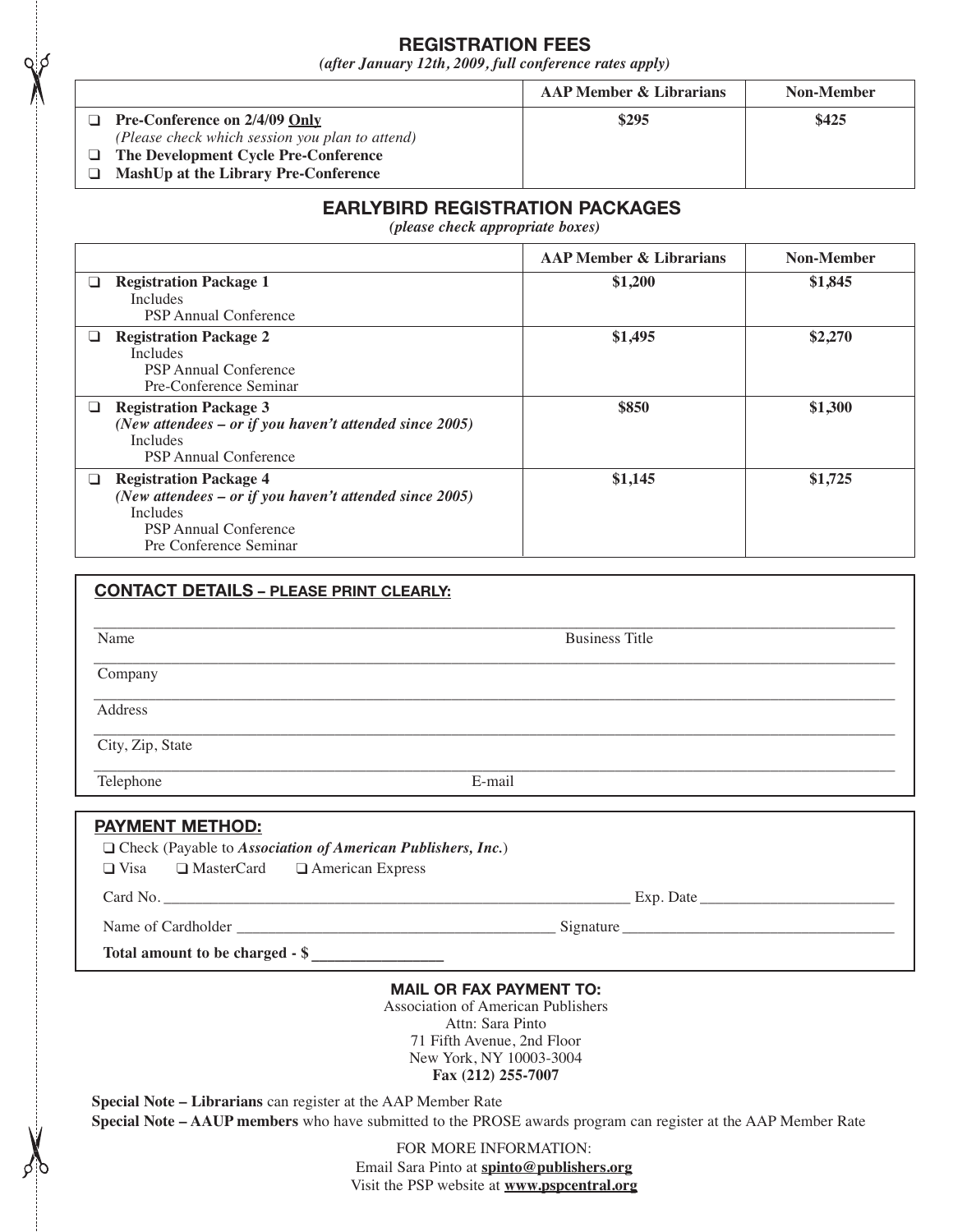## REGISTRATION FEES

*(after January 12th, 2009, full conference rates apply)*

| | AAP Member & Librarians | Non-Member |
|---|---|---|
| ❑ **Pre-Conference on 2/4/09 Only**<br>*(Please check which session you plan to attend)*<br>❑ **The Development Cycle Pre-Conference**<br>❑ **MashUp at the Library Pre-Conference** | **$295** | **$425** |

## EARLYBIRD REGISTRATION PACKAGES

*(please check appropriate boxes)*

| | AAP Member & Librarians | Non-Member |
|---|---|---|
| ❑ **Registration Package 1**<br>Includes<br>PSP Annual Conference | **$1,200** | **$1,845** |
| ❑ **Registration Package 2**<br>Includes<br>PSP Annual Conference<br>Pre-Conference Seminar | **$1,495** | **$2,270** |
| ❑ **Registration Package 3**<br>***(New attendees – or if you haven't attended since 2005)***<br>Includes<br>PSP Annual Conference | **$850** | **$1,300** |
| ❑ **Registration Package 4**<br>***(New attendees – or if you haven't attended since 2005)***<br>Includes<br>PSP Annual Conference<br>Pre Conference Seminar | **$1,145** | **$1,725** |

### CONTACT DETAILS – PLEASE PRINT CLEARLY:

Name ____________________ Business Title ____________________

Company ____________________

Address ____________________

City, Zip, State ____________________

Telephone ____________________ E-mail ____________________

### PAYMENT METHOD:

❑ Check (Payable to ***Association of American Publishers, Inc.***)

❑ Visa ❑ MasterCard ❑ American Express

Card No. ____________________ Exp. Date ____________________

Name of Cardholder ____________________ Signature ____________________

**Total amount to be charged - $ ________________**

### MAIL OR FAX PAYMENT TO:

Association of American Publishers
Attn: Sara Pinto
71 Fifth Avenue, 2nd Floor
New York, NY 10003-3004
**Fax (212) 255-7007**

**Special Note – Librarians** can register at the AAP Member Rate

**Special Note – AAUP members** who have submitted to the PROSE awards program can register at the AAP Member Rate

FOR MORE INFORMATION:
Email Sara Pinto at **spinto@publishers.org**
Visit the PSP website at **www.pspcentral.org**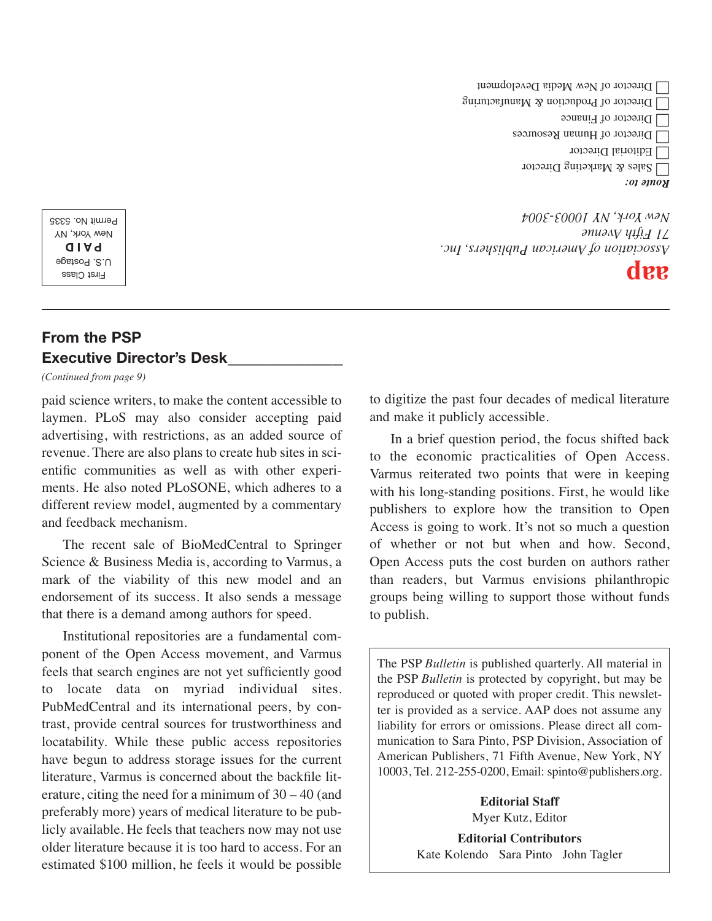First Class
U.S. Postage
**PAID**
New York, NY
Permit No. 5335

**aap**

*Association of American Publishers, Inc.*
*71 Fifth Avenue*
*New York, NY 10003-3004*

***Route to:***

- ☐ Sales & Marketing Director
- ☐ Editorial Director
- ☐ Director of Human Resources
- ☐ Director of Finance
- ☐ Director of Production & Manufacturing
- ☐ Director of New Media Development

## From the PSP Executive Director's Desk

*(Continued from page 9)*

paid science writers, to make the content accessible to laymen. PLoS may also consider accepting paid advertising, with restrictions, as an added source of revenue. There are also plans to create hub sites in scientific communities as well as with other experiments. He also noted PLoSONE, which adheres to a different review model, augmented by a commentary and feedback mechanism.

The recent sale of BioMedCentral to Springer Science & Business Media is, according to Varmus, a mark of the viability of this new model and an endorsement of its success. It also sends a message that there is a demand among authors for speed.

Institutional repositories are a fundamental component of the Open Access movement, and Varmus feels that search engines are not yet sufficiently good to locate data on myriad individual sites. PubMedCentral and its international peers, by contrast, provide central sources for trustworthiness and locatability. While these public access repositories have begun to address storage issues for the current literature, Varmus is concerned about the backfile literature, citing the need for a minimum of 30 – 40 (and preferably more) years of medical literature to be publicly available. He feels that teachers now may not use older literature because it is too hard to access. For an estimated $100 million, he feels it would be possible to digitize the past four decades of medical literature and make it publicly accessible.

In a brief question period, the focus shifted back to the economic practicalities of Open Access. Varmus reiterated two points that were in keeping with his long-standing positions. First, he would like publishers to explore how the transition to Open Access is going to work. It's not so much a question of whether or not but when and how. Second, Open Access puts the cost burden on authors rather than readers, but Varmus envisions philanthropic groups being willing to support those without funds to publish.

The PSP *Bulletin* is published quarterly. All material in the PSP *Bulletin* is protected by copyright, but may be reproduced or quoted with proper credit. This newsletter is provided as a service. AAP does not assume any liability for errors or omissions. Please direct all communication to Sara Pinto, PSP Division, Association of American Publishers, 71 Fifth Avenue, New York, NY 10003, Tel. 212-255-0200, Email: spinto@publishers.org.

**Editorial Staff**
Myer Kutz, Editor

**Editorial Contributors**
Kate Kolendo Sara Pinto John Tagler